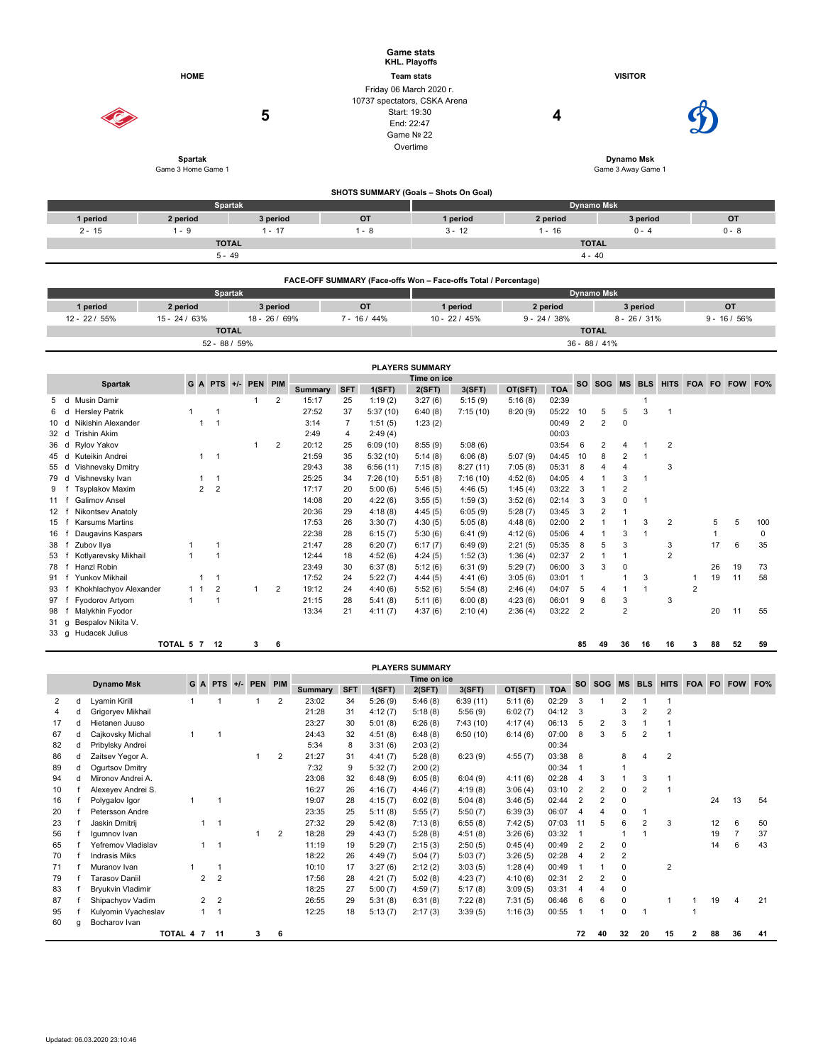# Game stats
## KHL. Playoffs

| HOME | Team stats | VISITOR |
|---|---|---|
| **Spartak** | Friday 06 March 2020 г. | **Dynamo Msk** |
| Game 3 Home Game 1 | 10737 spectators, CSKA Arena | Game 3 Away Game 1 |
| **5** | Start: 19:30 | **4** |
| | End: 22:47 | |
| | Game № 22 | |
| | Overtime | |

### SHOTS SUMMARY (Goals – Shots On Goal)

| Spartak | | | | Dynamo Msk | | | |
|---|---|---|---|---|---|---|---|
| 1 period | 2 period | 3 period | OT | 1 period | 2 period | 3 period | OT |
| 2 - 15 | 1 - 9 | 1 - 17 | 1 - 8 | 3 - 12 | 1 - 16 | 0 - 4 | 0 - 8 |
| TOTAL | | | | TOTAL | | | |
| 5 - 49 | | | | 4 - 40 | | | |

### FACE-OFF SUMMARY (Face-offs Won – Face-offs Total / Percentage)

| Spartak | | | | Dynamo Msk | | | |
|---|---|---|---|---|---|---|---|
| 1 period | 2 period | 3 period | OT | 1 period | 2 period | 3 period | OT |
| 12 - 22 / 55% | 15 - 24 / 63% | 18 - 26 / 69% | 7 - 16 / 44% | 10 - 22 / 45% | 9 - 24 / 38% | 8 - 26 / 31% | 9 - 16 / 56% |
| TOTAL | | | | TOTAL | | | |
| 52 - 88 / 59% | | | | 36 - 88 / 41% | | | |

### PLAYERS SUMMARY

| | | Spartak | G | A | PTS | +/- | PEN | PIM | Time on ice Summary | SFT | 1(SFT) | 2(SFT) | 3(SFT) | OT(SFT) | TOA | SO | SOG | MS | BLS | HITS | FOA | FO | FOW | FO% |
|---|---|---|---|---|---|---|---|---|---|---|---|---|---|---|---|---|---|---|---|---|---|---|---|---|
| 5 | d | Musin Damir | | | | | 1 | 2 | 15:17 | 25 | 1:19 (2) | 3:27 (6) | 5:15 (9) | 5:16 (8) | 02:39 | | | | 1 | | | | | |
| 6 | d | Hersley Patrik | 1 | | 1 | | | | 27:52 | 37 | 5:37 (10) | 6:40 (8) | 7:15 (10) | 8:20 (9) | 05:22 | 10 | 5 | 5 | 3 | 1 | | | | |
| 10 | d | Nikishin Alexander | | 1 | 1 | | | | 3:14 | 7 | 1:51 (5) | 1:23 (2) | | | 00:49 | 2 | 2 | 0 | | | | | | |
| 32 | d | Trishin Akim | | | | | | | 2:49 | 4 | 2:49 (4) | | | | 00:03 | | | | | | | | | |
| 36 | d | Rylov Yakov | | | | | 1 | 2 | 20:12 | 25 | 6:09 (10) | 8:55 (9) | 5:08 (6) | | 03:54 | 6 | 2 | 4 | 1 | 2 | | | | |
| 45 | d | Kuteikin Andrei | | 1 | 1 | | | | 21:59 | 35 | 5:32 (10) | 5:14 (8) | 6:06 (8) | 5:07 (9) | 04:45 | 10 | 8 | 2 | 1 | | | | | |
| 55 | d | Vishnevsky Dmitry | | | | | | | 29:43 | 38 | 6:56 (11) | 7:15 (8) | 8:27 (11) | 7:05 (8) | 05:31 | 8 | 4 | 4 | | 3 | | | | |
| 79 | d | Vishnevsky Ivan | | 1 | 1 | | | | 25:25 | 34 | 7:26 (10) | 5:51 (8) | 7:16 (10) | 4:52 (6) | 04:05 | 4 | 1 | 3 | 1 | | | | | |
| 9 | f | Tsyplakov Maxim | | 2 | 2 | | | | 17:17 | 20 | 5:00 (6) | 5:46 (5) | 4:46 (5) | 1:45 (4) | 03:22 | 3 | 1 | 2 | | | | | | |
| 11 | f | Galimov Ansel | | | | | | | 14:08 | 20 | 4:22 (6) | 3:55 (5) | 1:59 (3) | 3:52 (6) | 02:14 | 3 | 3 | 0 | 1 | | | | | |
| 12 | f | Nikontsev Anatoly | | | | | | | 20:36 | 29 | 4:18 (8) | 4:45 (5) | 6:05 (9) | 5:28 (7) | 03:45 | 3 | 2 | 1 | | | | | | |
| 15 | f | Karsums Martins | | | | | | | 17:53 | 26 | 3:30 (7) | 4:30 (5) | 5:05 (8) | 4:48 (6) | 02:00 | 2 | 1 | 1 | 3 | 2 | | 5 | 5 | 100 |
| 16 | f | Daugavins Kaspars | | | | | | | 22:38 | 28 | 6:15 (7) | 5:30 (6) | 6:41 (9) | 4:12 (6) | 05:06 | 4 | 1 | 3 | 1 | | | 1 | | 0 |
| 38 | f | Zubov Ilya | 1 | | 1 | | | | 21:47 | 28 | 6:20 (7) | 6:17 (7) | 6:49 (9) | 2:21 (5) | 05:35 | 8 | 5 | 3 | | 3 | | 17 | 6 | 35 |
| 53 | f | Kotlyarevsky Mikhail | 1 | | 1 | | | | 12:44 | 18 | 4:52 (6) | 4:24 (5) | 1:52 (3) | 1:36 (4) | 02:37 | 2 | 1 | 1 | | 2 | | | | |
| 78 | f | Hanzl Robin | | | | | | | 23:49 | 30 | 6:37 (8) | 5:12 (6) | 6:31 (9) | 5:29 (7) | 06:00 | 3 | 3 | 0 | | | | 26 | 19 | 73 |
| 91 | f | Yunkov Mikhail | | 1 | 1 | | | | 17:52 | 24 | 5:22 (7) | 4:44 (5) | 4:41 (6) | 3:05 (6) | 03:01 | 1 | | 1 | 3 | | 1 | 19 | 11 | 58 |
| 93 | f | Khokhlachyov Alexander | 1 | 1 | 2 | | 1 | 2 | 19:12 | 24 | 4:40 (6) | 5:52 (6) | 5:54 (8) | 2:46 (4) | 04:07 | 5 | 4 | 1 | 1 | | 2 | | | |
| 97 | f | Fyodorov Artyom | 1 | | 1 | | | | 21:15 | 28 | 5:41 (8) | 5:11 (6) | 6:00 (8) | 4:23 (6) | 06:01 | 9 | 6 | 3 | | 3 | | | | |
| 98 | f | Malykhin Fyodor | | | | | | | 13:34 | 21 | 4:11 (7) | 4:37 (6) | 2:10 (4) | 2:36 (4) | 03:22 | 2 | | 2 | | | | 20 | 11 | 55 |
| 31 | g | Bespalov Nikita V. | | | | | | | | | | | | | | | | | | | | | | |
| 33 | g | Hudacek Julius | | | | | | | | | | | | | | | | | | | | | | |
| | | TOTAL | 5 | 7 | 12 | | 3 | 6 | | | | | | | | 85 | 49 | 36 | 16 | 16 | 3 | 88 | 52 | 59 |

### PLAYERS SUMMARY

| | | Dynamo Msk | G | A | PTS | +/- | PEN | PIM | Time on ice Summary | SFT | 1(SFT) | 2(SFT) | 3(SFT) | OT(SFT) | TOA | SO | SOG | MS | BLS | HITS | FOA | FO | FOW | FO% |
|---|---|---|---|---|---|---|---|---|---|---|---|---|---|---|---|---|---|---|---|---|---|---|---|---|
| 2 | d | Lyamin Kirill | 1 | | 1 | | 1 | 2 | 23:02 | 34 | 5:26 (9) | 5:46 (8) | 6:39 (11) | 5:11 (6) | 02:29 | 3 | 1 | 2 | 1 | 1 | | | | |
| 4 | d | Grigoryev Mikhail | | | | | | | 21:28 | 31 | 4:12 (7) | 5:18 (8) | 5:56 (9) | 6:02 (7) | 04:12 | 3 | | 3 | 2 | 2 | | | | |
| 17 | d | Hietanen Juuso | | | | | | | 23:27 | 30 | 5:01 (8) | 6:26 (8) | 7:43 (10) | 4:17 (4) | 06:13 | 5 | 2 | 3 | 1 | 1 | | | | |
| 67 | d | Cajkovsky Michal | 1 | | 1 | | | | 24:43 | 32 | 4:51 (8) | 6:48 (8) | 6:50 (10) | 6:14 (6) | 07:00 | 8 | 3 | 5 | 2 | 1 | | | | |
| 82 | d | Pribylsky Andrei | | | | | | | 5:34 | 8 | 3:31 (6) | 2:03 (2) | | | 00:34 | | | | | | | | | |
| 86 | d | Zaitsev Yegor A. | | | | | 1 | 2 | 21:27 | 31 | 4:41 (7) | 5:28 (8) | 6:23 (9) | 4:55 (7) | 03:38 | 8 | | 8 | 4 | 2 | | | | |
| 89 | d | Ogurtsov Dmitry | | | | | | | 7:32 | 9 | 5:32 (7) | 2:00 (2) | | | 00:34 | 1 | | 1 | | | | | | |
| 94 | d | Mironov Andrei A. | | | | | | | 23:08 | 32 | 6:48 (9) | 6:05 (8) | 6:04 (9) | 4:11 (6) | 02:28 | 4 | 3 | 1 | 3 | 1 | | | | |
| 10 | f | Alexeyev Andrei S. | | | | | | | 16:27 | 26 | 4:16 (7) | 4:46 (7) | 4:19 (8) | 3:06 (4) | 03:10 | 2 | 2 | 0 | 2 | 1 | | | | |
| 16 | f | Polygalov Igor | 1 | | 1 | | | | 19:07 | 28 | 4:15 (7) | 6:02 (8) | 5:04 (8) | 3:46 (5) | 02:44 | 2 | 2 | 0 | | | | 24 | 13 | 54 |
| 20 | f | Petersson Andre | | | | | | | 23:35 | 25 | 5:11 (8) | 5:55 (7) | 5:50 (7) | 6:39 (3) | 06:07 | 4 | 4 | 0 | 1 | | | | | |
| 23 | f | Jaskin Dmitrij | | 1 | 1 | | | | 27:32 | 29 | 5:42 (8) | 7:13 (8) | 6:55 (8) | 7:42 (5) | 07:03 | 11 | 5 | 6 | 2 | 3 | | 12 | 6 | 50 |
| 56 | f | Igumnov Ivan | | | | | 1 | 2 | 18:28 | 29 | 4:43 (7) | 5:28 (8) | 4:51 (8) | 3:26 (6) | 03:32 | 1 | | 1 | 1 | | | 19 | 7 | 37 |
| 65 | f | Yefremov Vladislav | | 1 | 1 | | | | 11:19 | 19 | 5:29 (7) | 2:15 (3) | 2:50 (5) | 0:45 (4) | 00:49 | 2 | 2 | 0 | | | | 14 | 6 | 43 |
| 70 | f | Indrasis Miks | | | | | | | 18:22 | 26 | 4:49 (7) | 5:04 (7) | 5:03 (7) | 3:26 (5) | 02:28 | 4 | 2 | 2 | | | | | | |
| 71 | f | Muranov Ivan | 1 | | 1 | | | | 10:10 | 17 | 3:27 (6) | 2:12 (2) | 3:03 (5) | 1:28 (4) | 00:49 | 1 | 1 | 0 | | 2 | | | | |
| 79 | f | Tarasov Daniil | | 2 | 2 | | | | 17:56 | 28 | 4:21 (7) | 5:02 (8) | 4:23 (7) | 4:10 (6) | 02:31 | 2 | 2 | 0 | | | | | | |
| 83 | f | Bryukvin Vladimir | | | | | | | 18:25 | 27 | 5:00 (7) | 4:59 (7) | 5:17 (8) | 3:09 (5) | 03:31 | 4 | 4 | 0 | | | | | | |
| 87 | f | Shipachyov Vadim | | 2 | 2 | | | | 26:55 | 29 | 5:31 (8) | 6:31 (8) | 7:22 (8) | 7:31 (5) | 06:46 | 6 | 6 | 0 | | 1 | 1 | 19 | 4 | 21 |
| 95 | f | Kulyomin Vyacheslav | | 1 | 1 | | | | 12:25 | 18 | 5:13 (7) | 2:17 (3) | 3:39 (5) | 1:16 (3) | 00:55 | 1 | 1 | 0 | 1 | | 1 | | | |
| 60 | g | Bocharov Ivan | | | | | | | | | | | | | | | | | | | | | | |
| | | TOTAL | 4 | 7 | 11 | | 3 | 6 | | | | | | | | 72 | 40 | 32 | 20 | 15 | 2 | 88 | 36 | 41 |

Updated: 06.03.2020 23:10:46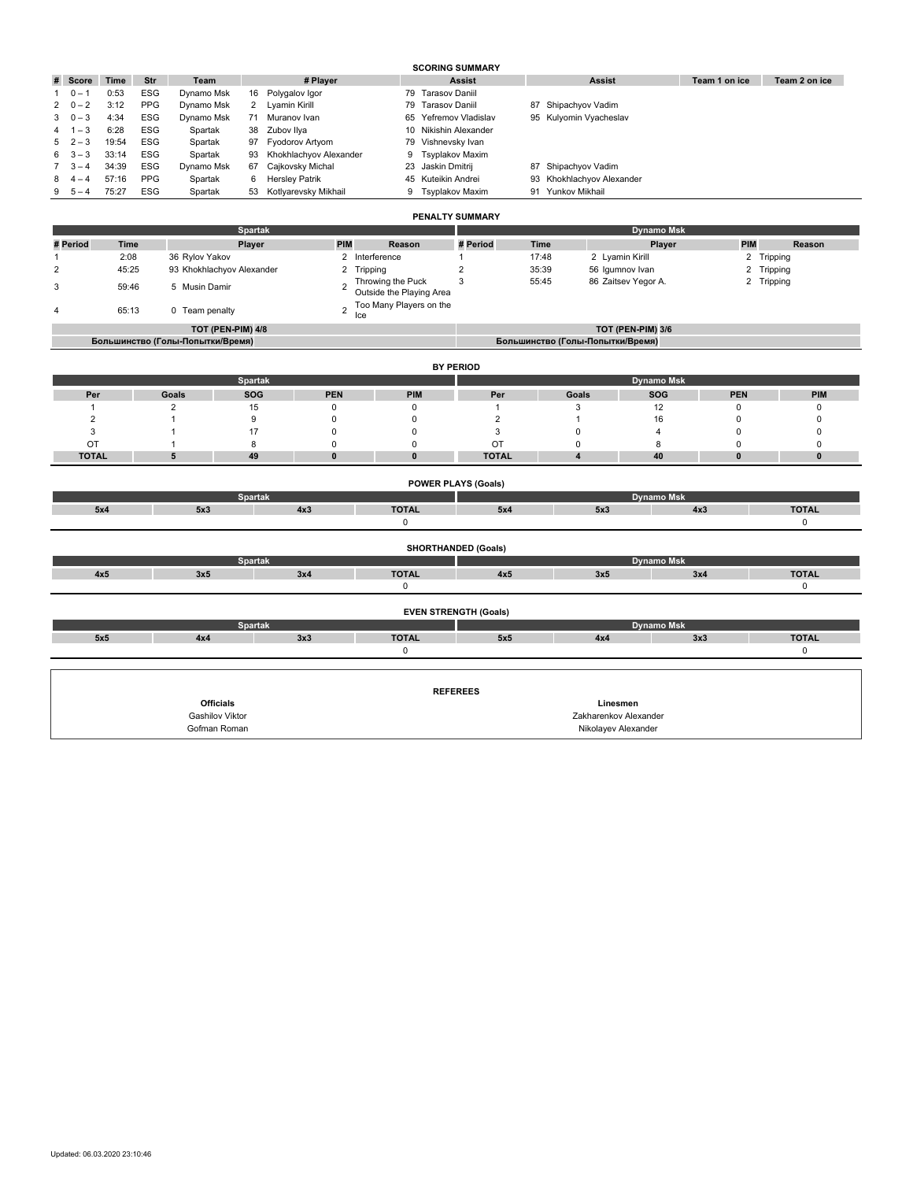## SCORING SUMMARY

| # | Score | Time | Str | Team | # Player | Assist | Assist | Team 1 on ice | Team 2 on ice |
|---|---|---|---|---|---|---|---|---|---|
| 1 | 0 – 1 | 0:53 | ESG | Dynamo Msk | 16 Polygalov Igor | 79 Tarasov Daniil | | | |
| 2 | 0 – 2 | 3:12 | PPG | Dynamo Msk | 2 Lyamin Kirill | 79 Tarasov Daniil | 87 Shipachyov Vadim | | |
| 3 | 0 – 3 | 4:34 | ESG | Dynamo Msk | 71 Muranov Ivan | 65 Yefremov Vladislav | 95 Kulyomin Vyacheslav | | |
| 4 | 1 – 3 | 6:28 | ESG | Spartak | 38 Zubov Ilya | 10 Nikishin Alexander | | | |
| 5 | 2 – 3 | 19:54 | ESG | Spartak | 97 Fyodorov Artyom | 79 Vishnevsky Ivan | | | |
| 6 | 3 – 3 | 33:14 | ESG | Spartak | 93 Khokhlachyov Alexander | 9 Tsyplakov Maxim | | | |
| 7 | 3 – 4 | 34:39 | ESG | Dynamo Msk | 67 Cajkovsky Michal | 23 Jaskin Dmitrij | 87 Shipachyov Vadim | | |
| 8 | 4 – 4 | 57:16 | PPG | Spartak | 6 Hersley Patrik | 45 Kuteikin Andrei | 93 Khokhlachyov Alexander | | |
| 9 | 5 – 4 | 75:27 | ESG | Spartak | 53 Kotlyarevsky Mikhail | 9 Tsyplakov Maxim | 91 Yunkov Mikhail | | |

## PENALTY SUMMARY

| Spartak | | | | | Dynamo Msk | | | | |
|---|---|---|---|---|---|---|---|---|---|
| # Period | Time | Player | PIM | Reason | # Period | Time | Player | PIM | Reason |
| 1 | 2:08 | 36 Rylov Yakov | 2 | Interference | 1 | 17:48 | 2 Lyamin Kirill | 2 | Tripping |
| 2 | 45:25 | 93 Khokhlachyov Alexander | 2 | Tripping | 2 | 35:39 | 56 Igumnov Ivan | 2 | Tripping |
| 3 | 59:46 | 5 Musin Damir | 2 | Throwing the Puck Outside the Playing Area | 3 | 55:45 | 86 Zaitsev Yegor A. | 2 | Tripping |
| 4 | 65:13 | 0 Team penalty | 2 | Too Many Players on the Ice | | | | | |
| TOT (PEN-PIM) 4/8 | | | | | TOT (PEN-PIM) 3/6 | | | | |
| Большинство (Голы-Попытки/Время) | | | | | Большинство (Голы-Попытки/Время) | | | | |

## BY PERIOD

| Spartak | | | | | Dynamo Msk | | | | |
|---|---|---|---|---|---|---|---|---|---|
| Per | Goals | SOG | PEN | PIM | Per | Goals | SOG | PEN | PIM |
| 1 | 2 | 15 | 0 | 0 | 1 | 3 | 12 | 0 | 0 |
| 2 | 1 | 9 | 0 | 0 | 2 | 1 | 16 | 0 | 0 |
| 3 | 1 | 17 | 0 | 0 | 3 | 0 | 4 | 0 | 0 |
| OT | 1 | 8 | 0 | 0 | OT | 0 | 8 | 0 | 0 |
| **TOTAL** | **5** | **49** | **0** | **0** | **TOTAL** | **4** | **40** | **0** | **0** |

## POWER PLAYS (Goals)

| Spartak | | | | Dynamo Msk | | | |
|---|---|---|---|---|---|---|---|
| 5x4 | 5x3 | 4x3 | TOTAL | 5x4 | 5x3 | 4x3 | TOTAL |
| | | | 0 | | | | 0 |

## SHORTHANDED (Goals)

| Spartak | | | | Dynamo Msk | | | |
|---|---|---|---|---|---|---|---|
| 4x5 | 3x5 | 3x4 | TOTAL | 4x5 | 3x5 | 3x4 | TOTAL |
| | | | 0 | | | | 0 |

## EVEN STRENGTH (Goals)

| Spartak | | | | Dynamo Msk | | | |
|---|---|---|---|---|---|---|---|
| 5x5 | 4x4 | 3x3 | TOTAL | 5x5 | 4x4 | 3x3 | TOTAL |
| | | | 0 | | | | 0 |

## REFEREES

| Officials | Linesmen |
|---|---|
| Gashilov Viktor | Zakharenkov Alexander |
| Gofman Roman | Nikolayev Alexander |

Updated: 06.03.2020 23:10:46